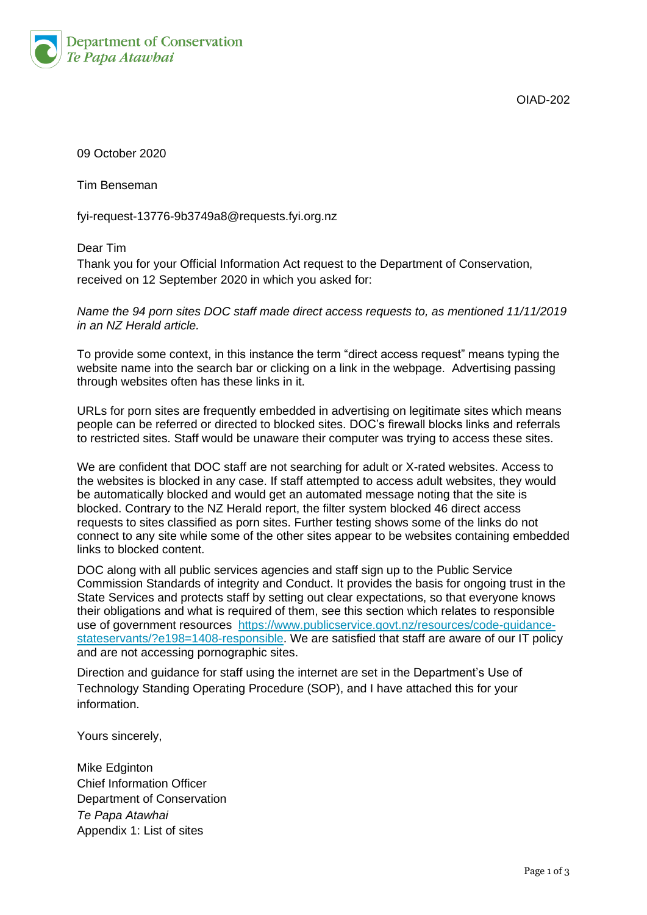Department of Conservation
*Te Papa Atawhai*

OIAD-202

09 October 2020

Tim Benseman

fyi-request-13776-9b3749a8@requests.fyi.org.nz

Dear Tim

Thank you for your Official Information Act request to the Department of Conservation, received on 12 September 2020 in which you asked for:

*Name the 94 porn sites DOC staff made direct access requests to, as mentioned 11/11/2019 in an NZ Herald article.*

To provide some context, in this instance the term "direct access request" means typing the website name into the search bar or clicking on a link in the webpage. Advertising passing through websites often has these links in it.

URLs for porn sites are frequently embedded in advertising on legitimate sites which means people can be referred or directed to blocked sites. DOC's firewall blocks links and referrals to restricted sites. Staff would be unaware their computer was trying to access these sites.

We are confident that DOC staff are not searching for adult or X-rated websites. Access to the websites is blocked in any case. If staff attempted to access adult websites, they would be automatically blocked and would get an automated message noting that the site is blocked. Contrary to the NZ Herald report, the filter system blocked 46 direct access requests to sites classified as porn sites. Further testing shows some of the links do not connect to any site while some of the other sites appear to be websites containing embedded links to blocked content.

DOC along with all public services agencies and staff sign up to the Public Service Commission Standards of integrity and Conduct. It provides the basis for ongoing trust in the State Services and protects staff by setting out clear expectations, so that everyone knows their obligations and what is required of them, see this section which relates to responsible use of government resources https://www.publicservice.govt.nz/resources/code-guidance-stateservants/?e198=1408-responsible. We are satisfied that staff are aware of our IT policy and are not accessing pornographic sites.

Direction and guidance for staff using the internet are set in the Department's Use of Technology Standing Operating Procedure (SOP), and I have attached this for your information.

Yours sincerely,

Mike Edginton
Chief Information Officer
Department of Conservation
*Te Papa Atawhai*
Appendix 1: List of sites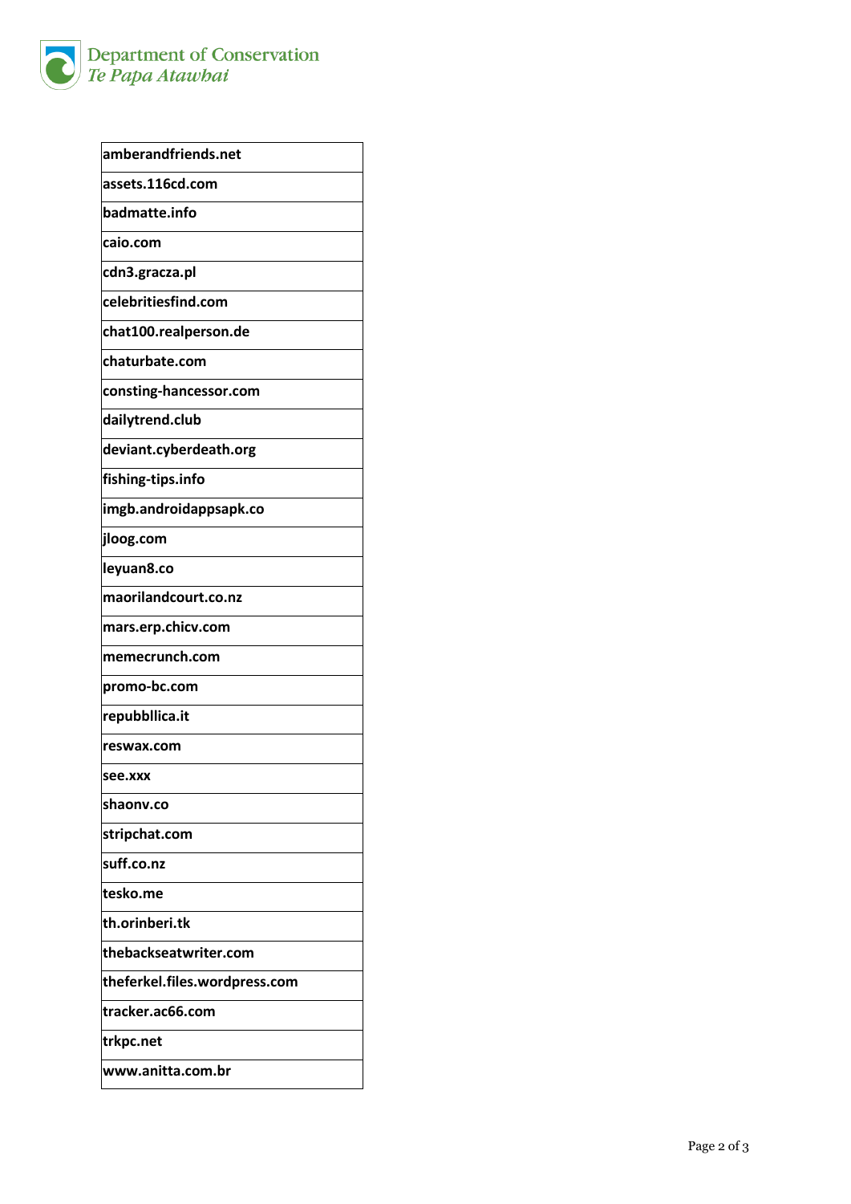| |
|---|
| **amberandfriends.net** |
| **assets.116cd.com** |
| **badmatte.info** |
| **caio.com** |
| **cdn3.gracza.pl** |
| **celebritiesfind.com** |
| **chat100.realperson.de** |
| **chaturbate.com** |
| **consting-hancessor.com** |
| **dailytrend.club** |
| **deviant.cyberdeath.org** |
| **fishing-tips.info** |
| **imgb.androidappsapk.co** |
| **jloog.com** |
| **leyuan8.co** |
| **maorilandcourt.co.nz** |
| **mars.erp.chicv.com** |
| **memecrunch.com** |
| **promo-bc.com** |
| **repubbllica.it** |
| **reswax.com** |
| **see.xxx** |
| **shaonv.co** |
| **stripchat.com** |
| **suff.co.nz** |
| **tesko.me** |
| **th.orinberi.tk** |
| **thebackseatwriter.com** |
| **theferkel.files.wordpress.com** |
| **tracker.ac66.com** |
| **trkpc.net** |
| **www.anitta.com.br** |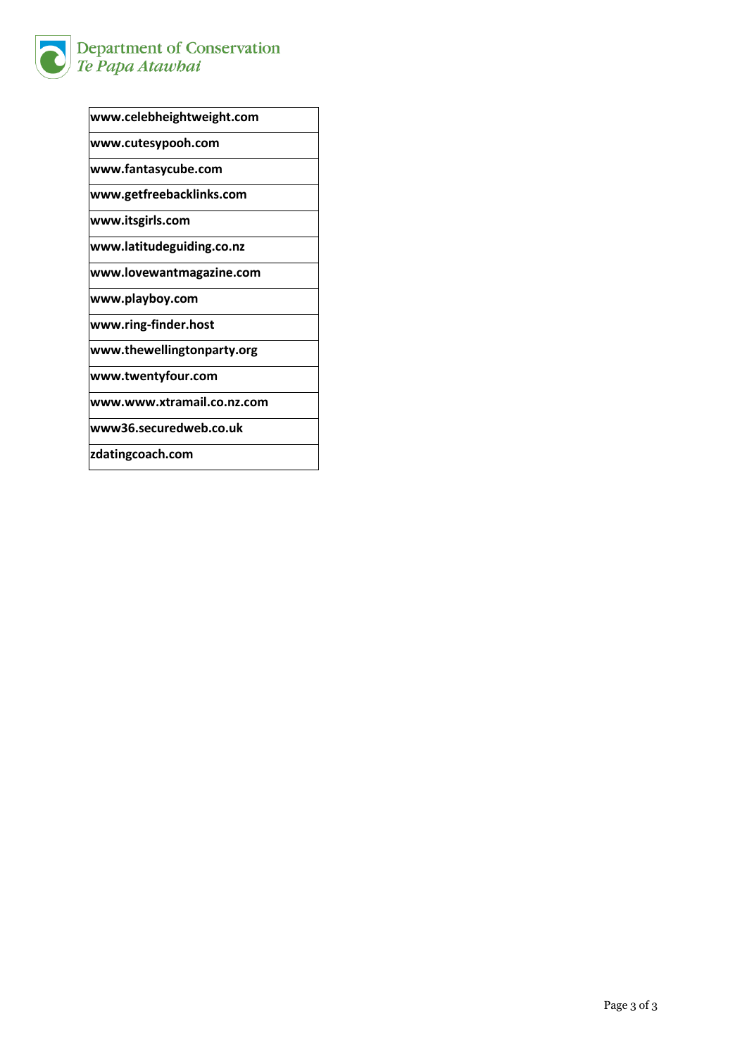| |
|---|
| www.celebheightweight.com |
| www.cutesypooh.com |
| www.fantasycube.com |
| www.getfreebacklinks.com |
| www.itsgirls.com |
| www.latitudeguiding.co.nz |
| www.lovewantmagazine.com |
| www.playboy.com |
| www.ring-finder.host |
| www.thewellingtonparty.org |
| www.twentyfour.com |
| www.www.xtramail.co.nz.com |
| www36.securedweb.co.uk |
| zdatingcoach.com |